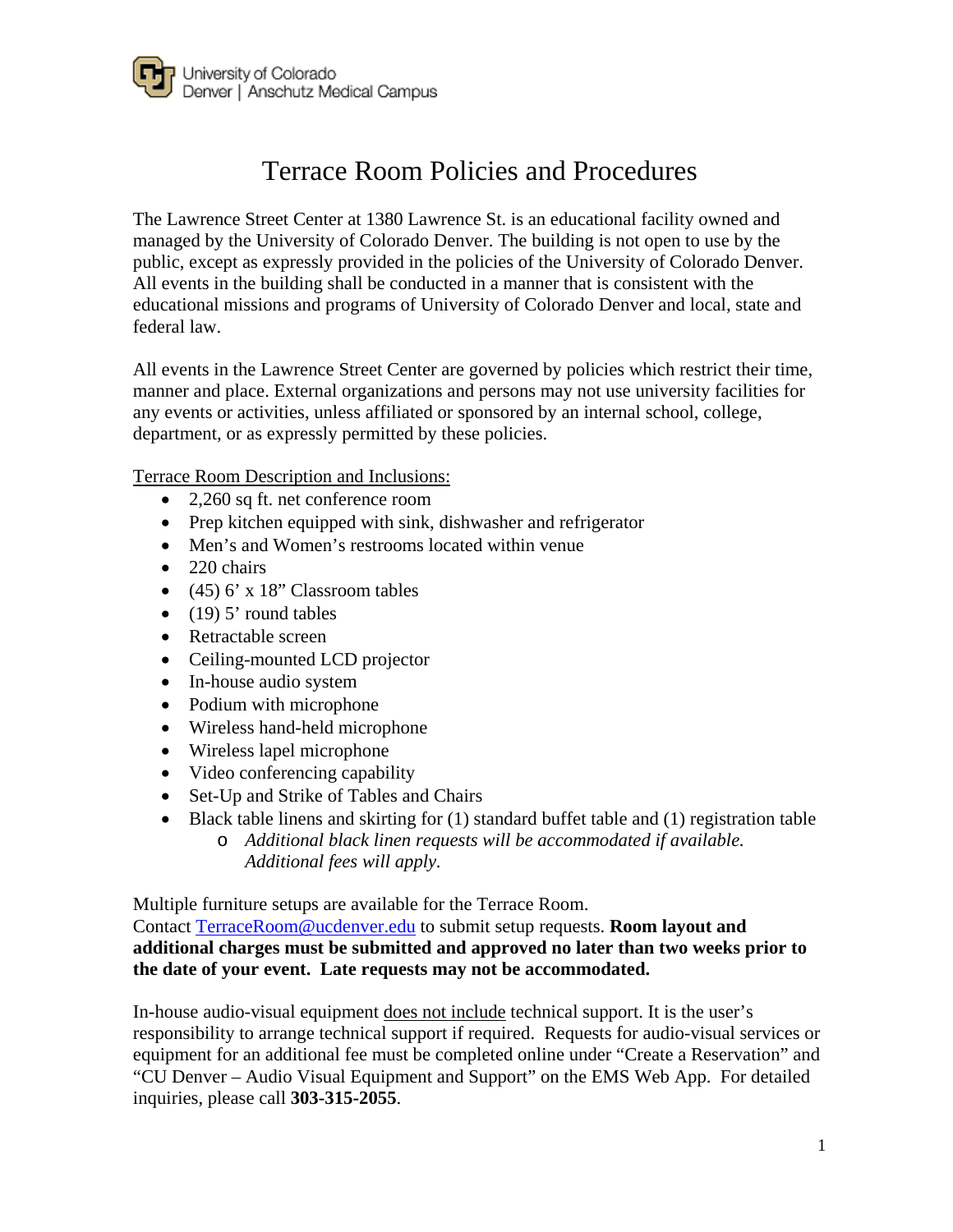University of Colorado
Denver | Anschutz Medical Campus

# Terrace Room Policies and Procedures

The Lawrence Street Center at 1380 Lawrence St. is an educational facility owned and managed by the University of Colorado Denver. The building is not open to use by the public, except as expressly provided in the policies of the University of Colorado Denver. All events in the building shall be conducted in a manner that is consistent with the educational missions and programs of University of Colorado Denver and local, state and federal law.

All events in the Lawrence Street Center are governed by policies which restrict their time, manner and place. External organizations and persons may not use university facilities for any events or activities, unless affiliated or sponsored by an internal school, college, department, or as expressly permitted by these policies.

<u>Terrace Room Description and Inclusions:</u>

- 2,260 sq ft. net conference room
- Prep kitchen equipped with sink, dishwasher and refrigerator
- Men's and Women's restrooms located within venue
- 220 chairs
- (45) 6' x 18" Classroom tables
- (19) 5' round tables
- Retractable screen
- Ceiling-mounted LCD projector
- In-house audio system
- Podium with microphone
- Wireless hand-held microphone
- Wireless lapel microphone
- Video conferencing capability
- Set-Up and Strike of Tables and Chairs
- Black table linens and skirting for (1) standard buffet table and (1) registration table
  - *Additional black linen requests will be accommodated if available. Additional fees will apply.*

Multiple furniture setups are available for the Terrace Room.
Contact TerraceRoom@ucdenver.edu to submit setup requests. **Room layout and additional charges must be submitted and approved no later than two weeks prior to the date of your event. Late requests may not be accommodated.**

In-house audio-visual equipment <u>does not include</u> technical support. It is the user's responsibility to arrange technical support if required. Requests for audio-visual services or equipment for an additional fee must be completed online under "Create a Reservation" and "CU Denver – Audio Visual Equipment and Support" on the EMS Web App. For detailed inquiries, please call **303-315-2055**.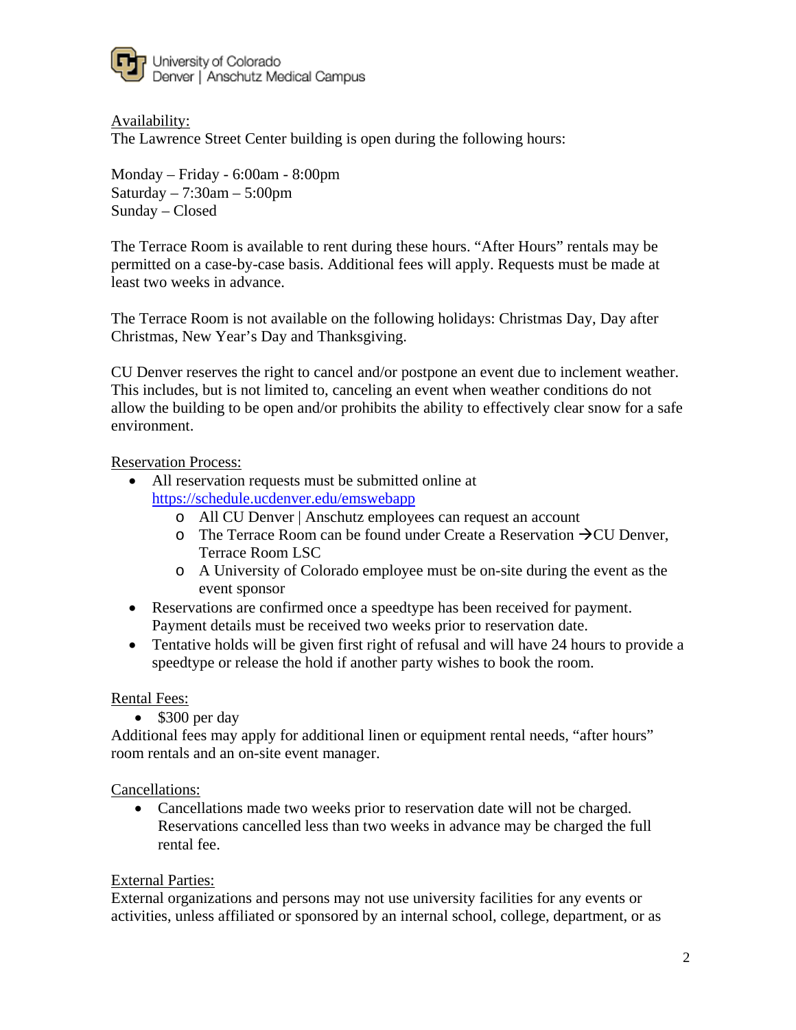Availability:

The Lawrence Street Center building is open during the following hours:

Monday – Friday - 6:00am - 8:00pm
Saturday – 7:30am – 5:00pm
Sunday – Closed

The Terrace Room is available to rent during these hours. "After Hours" rentals may be permitted on a case-by-case basis. Additional fees will apply. Requests must be made at least two weeks in advance.

The Terrace Room is not available on the following holidays: Christmas Day, Day after Christmas, New Year's Day and Thanksgiving.

CU Denver reserves the right to cancel and/or postpone an event due to inclement weather. This includes, but is not limited to, canceling an event when weather conditions do not allow the building to be open and/or prohibits the ability to effectively clear snow for a safe environment.

Reservation Process:

- All reservation requests must be submitted online at https://schedule.ucdenver.edu/emswebapp
  - All CU Denver | Anschutz employees can request an account
  - The Terrace Room can be found under Create a Reservation →CU Denver, Terrace Room LSC
  - A University of Colorado employee must be on-site during the event as the event sponsor
- Reservations are confirmed once a speedtype has been received for payment. Payment details must be received two weeks prior to reservation date.
- Tentative holds will be given first right of refusal and will have 24 hours to provide a speedtype or release the hold if another party wishes to book the room.

Rental Fees:

- $300 per day

Additional fees may apply for additional linen or equipment rental needs, "after hours" room rentals and an on-site event manager.

Cancellations:

- Cancellations made two weeks prior to reservation date will not be charged. Reservations cancelled less than two weeks in advance may be charged the full rental fee.

External Parties:

External organizations and persons may not use university facilities for any events or activities, unless affiliated or sponsored by an internal school, college, department, or as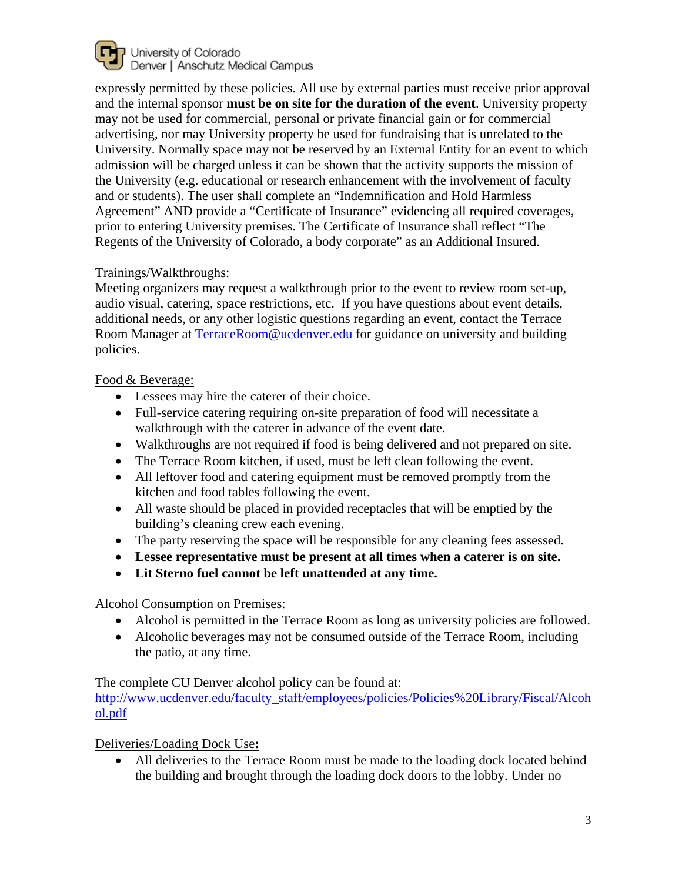expressly permitted by these policies. All use by external parties must receive prior approval and the internal sponsor **must be on site for the duration of the event**. University property may not be used for commercial, personal or private financial gain or for commercial advertising, nor may University property be used for fundraising that is unrelated to the University. Normally space may not be reserved by an External Entity for an event to which admission will be charged unless it can be shown that the activity supports the mission of the University (e.g. educational or research enhancement with the involvement of faculty and or students). The user shall complete an "Indemnification and Hold Harmless Agreement" AND provide a "Certificate of Insurance" evidencing all required coverages, prior to entering University premises. The Certificate of Insurance shall reflect "The Regents of the University of Colorado, a body corporate" as an Additional Insured.

Trainings/Walkthroughs:

Meeting organizers may request a walkthrough prior to the event to review room set-up, audio visual, catering, space restrictions, etc. If you have questions about event details, additional needs, or any other logistic questions regarding an event, contact the Terrace Room Manager at [TerraceRoom@ucdenver.edu](mailto:TerraceRoom@ucdenver.edu) for guidance on university and building policies.

Food & Beverage:

- Lessees may hire the caterer of their choice.
- Full-service catering requiring on-site preparation of food will necessitate a walkthrough with the caterer in advance of the event date.
- Walkthroughs are not required if food is being delivered and not prepared on site.
- The Terrace Room kitchen, if used, must be left clean following the event.
- All leftover food and catering equipment must be removed promptly from the kitchen and food tables following the event.
- All waste should be placed in provided receptacles that will be emptied by the building's cleaning crew each evening.
- The party reserving the space will be responsible for any cleaning fees assessed.
- **Lessee representative must be present at all times when a caterer is on site.**
- **Lit Sterno fuel cannot be left unattended at any time.**

Alcohol Consumption on Premises:

- Alcohol is permitted in the Terrace Room as long as university policies are followed.
- Alcoholic beverages may not be consumed outside of the Terrace Room, including the patio, at any time.

The complete CU Denver alcohol policy can be found at:
[http://www.ucdenver.edu/faculty_staff/employees/policies/Policies%20Library/Fiscal/Alcohol.pdf](http://www.ucdenver.edu/faculty_staff/employees/policies/Policies%20Library/Fiscal/Alcohol.pdf)

Deliveries/Loading Dock Use**:**

- All deliveries to the Terrace Room must be made to the loading dock located behind the building and brought through the loading dock doors to the lobby. Under no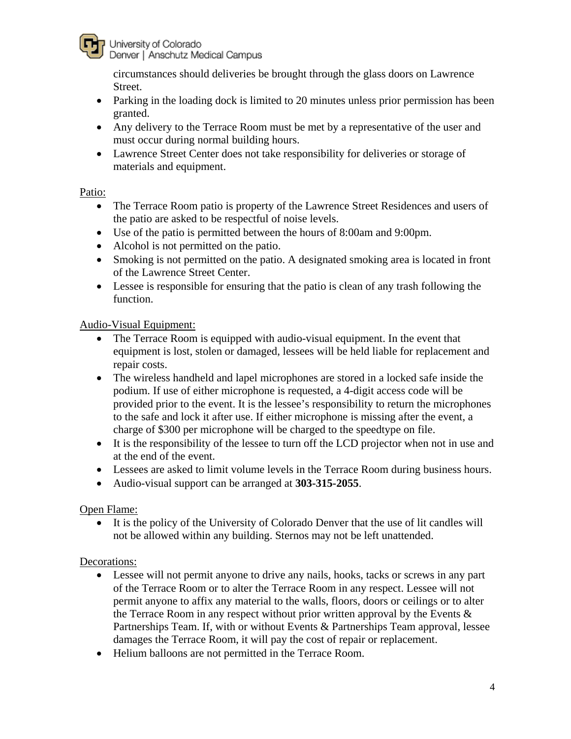circumstances should deliveries be brought through the glass doors on Lawrence Street.

- Parking in the loading dock is limited to 20 minutes unless prior permission has been granted.
- Any delivery to the Terrace Room must be met by a representative of the user and must occur during normal building hours.
- Lawrence Street Center does not take responsibility for deliveries or storage of materials and equipment.

<u>Patio:</u>

- The Terrace Room patio is property of the Lawrence Street Residences and users of the patio are asked to be respectful of noise levels.
- Use of the patio is permitted between the hours of 8:00am and 9:00pm.
- Alcohol is not permitted on the patio.
- Smoking is not permitted on the patio. A designated smoking area is located in front of the Lawrence Street Center.
- Lessee is responsible for ensuring that the patio is clean of any trash following the function.

<u>Audio-Visual Equipment:</u>

- The Terrace Room is equipped with audio-visual equipment. In the event that equipment is lost, stolen or damaged, lessees will be held liable for replacement and repair costs.
- The wireless handheld and lapel microphones are stored in a locked safe inside the podium. If use of either microphone is requested, a 4-digit access code will be provided prior to the event. It is the lessee's responsibility to return the microphones to the safe and lock it after use. If either microphone is missing after the event, a charge of $300 per microphone will be charged to the speedtype on file.
- It is the responsibility of the lessee to turn off the LCD projector when not in use and at the end of the event.
- Lessees are asked to limit volume levels in the Terrace Room during business hours.
- Audio-visual support can be arranged at **303-315-2055**.

<u>Open Flame:</u>

- It is the policy of the University of Colorado Denver that the use of lit candles will not be allowed within any building. Sternos may not be left unattended.

<u>Decorations:</u>

- Lessee will not permit anyone to drive any nails, hooks, tacks or screws in any part of the Terrace Room or to alter the Terrace Room in any respect. Lessee will not permit anyone to affix any material to the walls, floors, doors or ceilings or to alter the Terrace Room in any respect without prior written approval by the Events & Partnerships Team. If, with or without Events & Partnerships Team approval, lessee damages the Terrace Room, it will pay the cost of repair or replacement.
- Helium balloons are not permitted in the Terrace Room.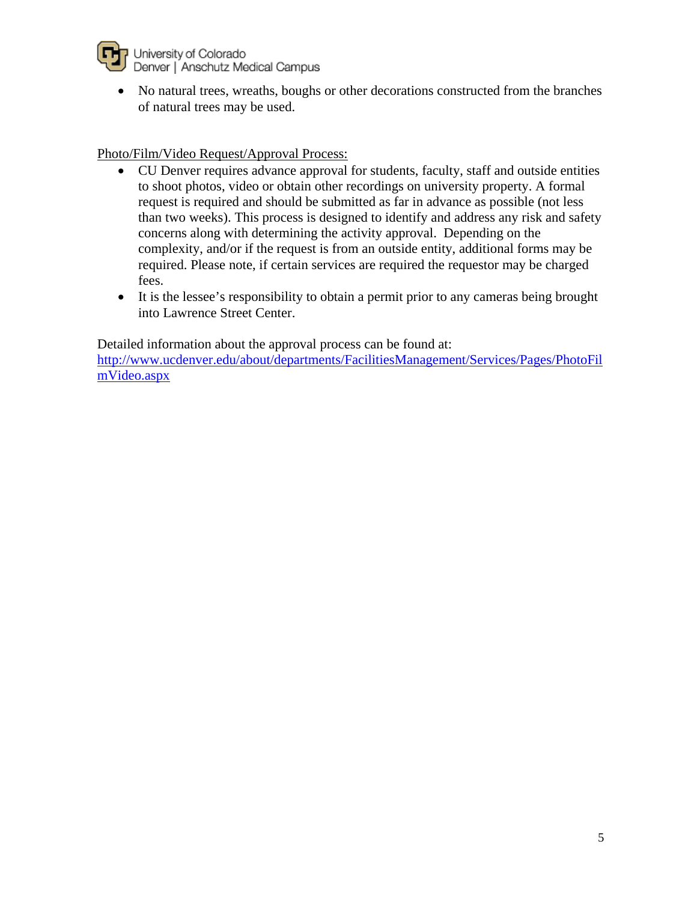- No natural trees, wreaths, boughs or other decorations constructed from the branches of natural trees may be used.

Photo/Film/Video Request/Approval Process:

- CU Denver requires advance approval for students, faculty, staff and outside entities to shoot photos, video or obtain other recordings on university property. A formal request is required and should be submitted as far in advance as possible (not less than two weeks). This process is designed to identify and address any risk and safety concerns along with determining the activity approval. Depending on the complexity, and/or if the request is from an outside entity, additional forms may be required. Please note, if certain services are required the requestor may be charged fees.
- It is the lessee's responsibility to obtain a permit prior to any cameras being brought into Lawrence Street Center.

Detailed information about the approval process can be found at:
http://www.ucdenver.edu/about/departments/FacilitiesManagement/Services/Pages/PhotoFilmVideo.aspx